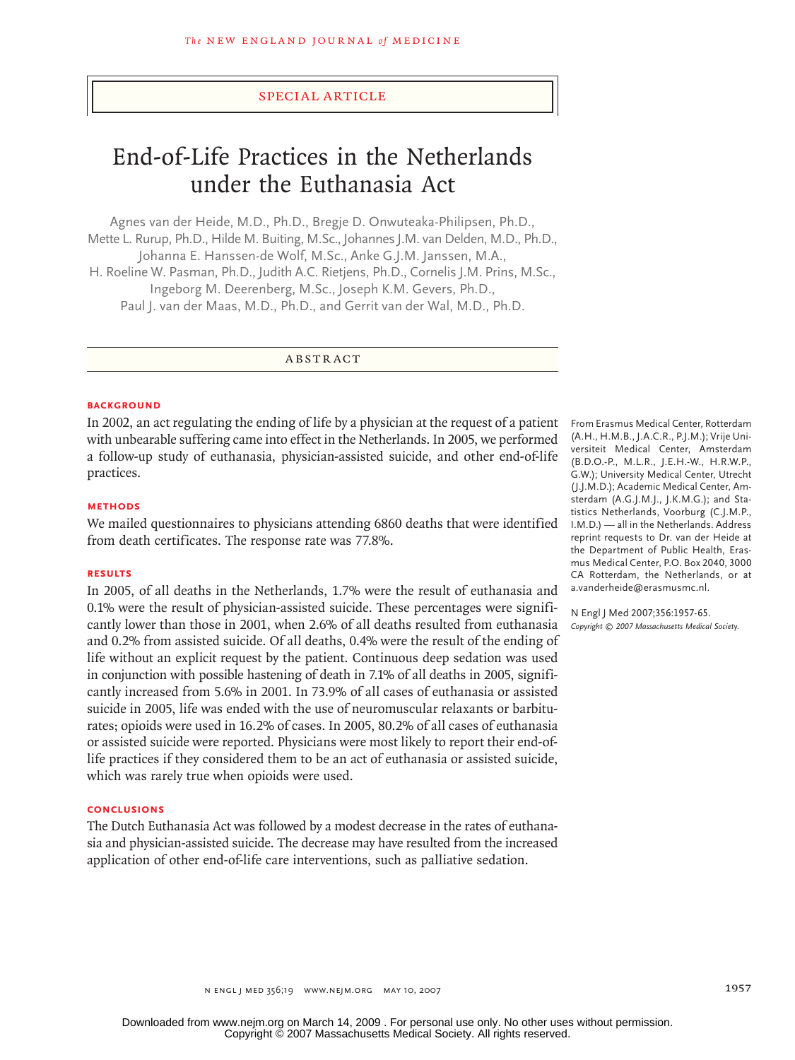SPECIAL ARTICLE

# End-of-Life Practices in the Netherlands under the Euthanasia Act

Agnes van der Heide, M.D., Ph.D., Bregje D. Onwuteaka-Philipsen, Ph.D., Mette L. Rurup, Ph.D., Hilde M. Buiting, M.Sc., Johannes J.M. van Delden, M.D., Ph.D., Johanna E. Hanssen-de Wolf, M.Sc., Anke G.J.M. Janssen, M.A., H. Roeline W. Pasman, Ph.D., Judith A.C. Rietjens, Ph.D., Cornelis J.M. Prins, M.Sc., Ingeborg M. Deerenberg, M.Sc., Joseph K.M. Gevers, Ph.D., Paul J. van der Maas, M.D., Ph.D., and Gerrit van der Wal, M.D., Ph.D.

## ABSTRACT

### BACKGROUND

In 2002, an act regulating the ending of life by a physician at the request of a patient with unbearable suffering came into effect in the Netherlands. In 2005, we performed a follow-up study of euthanasia, physician-assisted suicide, and other end-of-life practices.

### METHODS

We mailed questionnaires to physicians attending 6860 deaths that were identified from death certificates. The response rate was 77.8%.

### RESULTS

In 2005, of all deaths in the Netherlands, 1.7% were the result of euthanasia and 0.1% were the result of physician-assisted suicide. These percentages were significantly lower than those in 2001, when 2.6% of all deaths resulted from euthanasia and 0.2% from assisted suicide. Of all deaths, 0.4% were the result of the ending of life without an explicit request by the patient. Continuous deep sedation was used in conjunction with possible hastening of death in 7.1% of all deaths in 2005, significantly increased from 5.6% in 2001. In 73.9% of all cases of euthanasia or assisted suicide in 2005, life was ended with the use of neuromuscular relaxants or barbiturates; opioids were used in 16.2% of cases. In 2005, 80.2% of all cases of euthanasia or assisted suicide were reported. Physicians were most likely to report their end-of-life practices if they considered them to be an act of euthanasia or assisted suicide, which was rarely true when opioids were used.

### CONCLUSIONS

The Dutch Euthanasia Act was followed by a modest decrease in the rates of euthanasia and physician-assisted suicide. The decrease may have resulted from the increased application of other end-of-life care interventions, such as palliative sedation.

From Erasmus Medical Center, Rotterdam (A.H., H.M.B., J.A.C.R., P.J.M.); Vrije Universiteit Medical Center, Amsterdam (B.D.O.-P., M.L.R., J.E.H.-W., H.R.W.P., G.W.); University Medical Center, Utrecht (J.J.M.D.); Academic Medical Center, Amsterdam (A.G.J.M.J., J.K.M.G.); and Statistics Netherlands, Voorburg (C.J.M.P., I.M.D.) — all in the Netherlands. Address reprint requests to Dr. van der Heide at the Department of Public Health, Erasmus Medical Center, P.O. Box 2040, 3000 CA Rotterdam, the Netherlands, or at a.vanderheide@erasmusmc.nl.

N Engl J Med 2007;356:1957-65.
*Copyright © 2007 Massachusetts Medical Society.*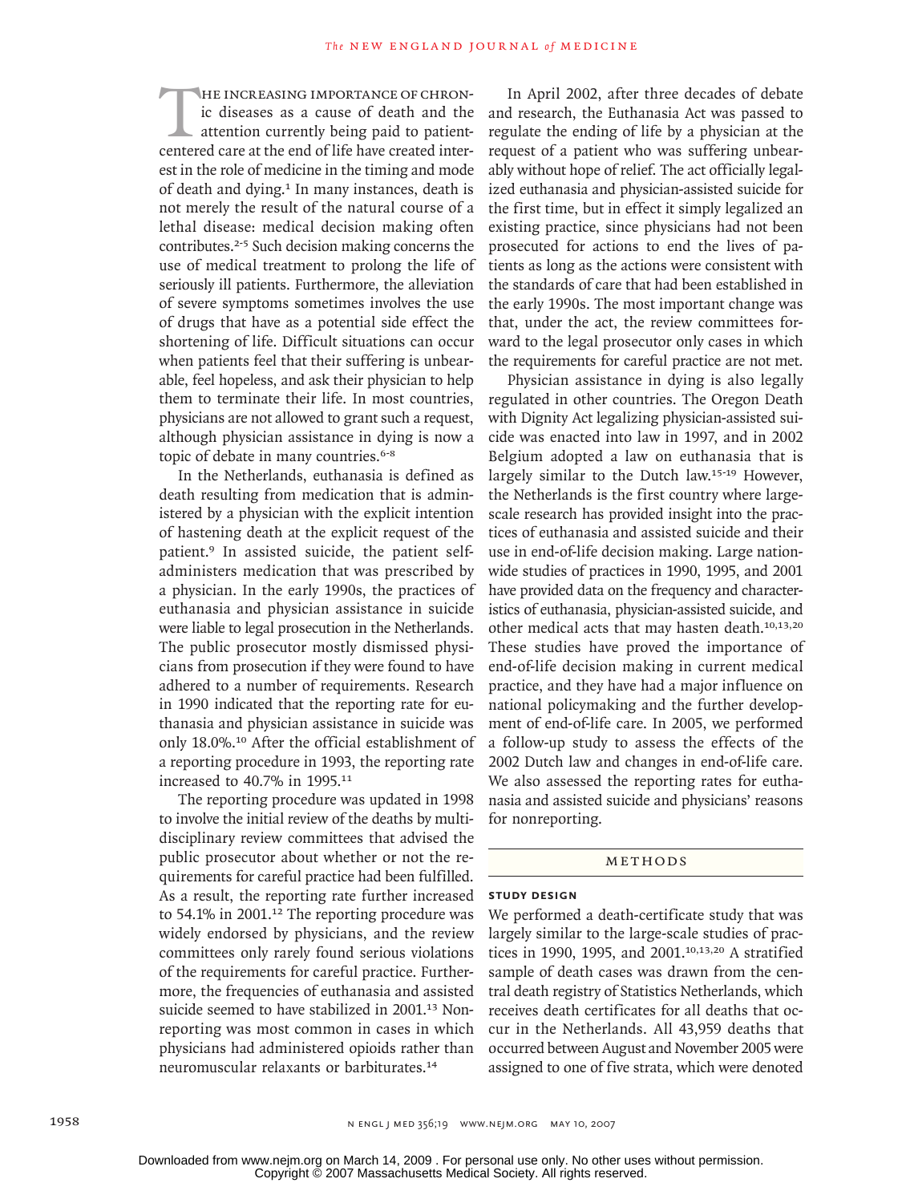The increasing importance of chronic diseases as a cause of death and the attention currently being paid to patient-centered care at the end of life have created interest in the role of medicine in the timing and mode of death and dying.[1] In many instances, death is not merely the result of the natural course of a lethal disease: medical decision making often contributes.[2-5] Such decision making concerns the use of medical treatment to prolong the life of seriously ill patients. Furthermore, the alleviation of severe symptoms sometimes involves the use of drugs that have as a potential side effect the shortening of life. Difficult situations can occur when patients feel that their suffering is unbearable, feel hopeless, and ask their physician to help them to terminate their life. In most countries, physicians are not allowed to grant such a request, although physician assistance in dying is now a topic of debate in many countries.[6-8]

In the Netherlands, euthanasia is defined as death resulting from medication that is administered by a physician with the explicit intention of hastening death at the explicit request of the patient.[9] In assisted suicide, the patient self-administers medication that was prescribed by a physician. In the early 1990s, the practices of euthanasia and physician assistance in suicide were liable to legal prosecution in the Netherlands. The public prosecutor mostly dismissed physicians from prosecution if they were found to have adhered to a number of requirements. Research in 1990 indicated that the reporting rate for euthanasia and physician assistance in suicide was only 18.0%.[10] After the official establishment of a reporting procedure in 1993, the reporting rate increased to 40.7% in 1995.[11]

The reporting procedure was updated in 1998 to involve the initial review of the deaths by multidisciplinary review committees that advised the public prosecutor about whether or not the requirements for careful practice had been fulfilled. As a result, the reporting rate further increased to 54.1% in 2001.[12] The reporting procedure was widely endorsed by physicians, and the review committees only rarely found serious violations of the requirements for careful practice. Furthermore, the frequencies of euthanasia and assisted suicide seemed to have stabilized in 2001.[13] Nonreporting was most common in cases in which physicians had administered opioids rather than neuromuscular relaxants or barbiturates.[14]

In April 2002, after three decades of debate and research, the Euthanasia Act was passed to regulate the ending of life by a physician at the request of a patient who was suffering unbearably without hope of relief. The act officially legalized euthanasia and physician-assisted suicide for the first time, but in effect it simply legalized an existing practice, since physicians had not been prosecuted for actions to end the lives of patients as long as the actions were consistent with the standards of care that had been established in the early 1990s. The most important change was that, under the act, the review committees forward to the legal prosecutor only cases in which the requirements for careful practice are not met.

Physician assistance in dying is also legally regulated in other countries. The Oregon Death with Dignity Act legalizing physician-assisted suicide was enacted into law in 1997, and in 2002 Belgium adopted a law on euthanasia that is largely similar to the Dutch law.[15-19] However, the Netherlands is the first country where large-scale research has provided insight into the practices of euthanasia and assisted suicide and their use in end-of-life decision making. Large nationwide studies of practices in 1990, 1995, and 2001 have provided data on the frequency and characteristics of euthanasia, physician-assisted suicide, and other medical acts that may hasten death.[10,13,20] These studies have proved the importance of end-of-life decision making in current medical practice, and they have had a major influence on national policymaking and the further development of end-of-life care. In 2005, we performed a follow-up study to assess the effects of the 2002 Dutch law and changes in end-of-life care. We also assessed the reporting rates for euthanasia and assisted suicide and physicians' reasons for nonreporting.

## Methods

### Study Design

We performed a death-certificate study that was largely similar to the large-scale studies of practices in 1990, 1995, and 2001.[10,13,20] A stratified sample of death cases was drawn from the central death registry of Statistics Netherlands, which receives death certificates for all deaths that occur in the Netherlands. All 43,959 deaths that occurred between August and November 2005 were assigned to one of five strata, which were denoted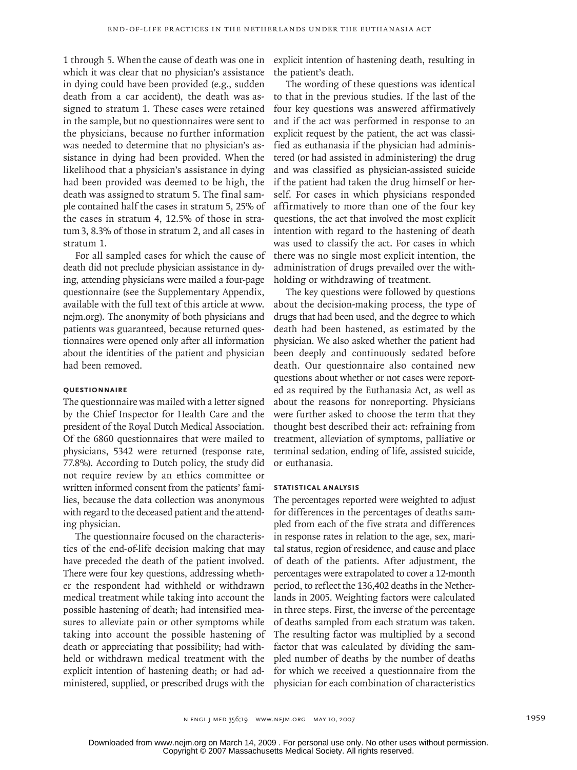1 through 5. When the cause of death was one in which it was clear that no physician's assistance in dying could have been provided (e.g., sudden death from a car accident), the death was assigned to stratum 1. These cases were retained in the sample, but no questionnaires were sent to the physicians, because no further information was needed to determine that no physician's assistance in dying had been provided. When the likelihood that a physician's assistance in dying had been provided was deemed to be high, the death was assigned to stratum 5. The final sample contained half the cases in stratum 5, 25% of the cases in stratum 4, 12.5% of those in stratum 3, 8.3% of those in stratum 2, and all cases in stratum 1.

For all sampled cases for which the cause of death did not preclude physician assistance in dying, attending physicians were mailed a four-page questionnaire (see the Supplementary Appendix, available with the full text of this article at www.nejm.org). The anonymity of both physicians and patients was guaranteed, because returned questionnaires were opened only after all information about the identities of the patient and physician had been removed.

### QUESTIONNAIRE

The questionnaire was mailed with a letter signed by the Chief Inspector for Health Care and the president of the Royal Dutch Medical Association. Of the 6860 questionnaires that were mailed to physicians, 5342 were returned (response rate, 77.8%). According to Dutch policy, the study did not require review by an ethics committee or written informed consent from the patients' families, because the data collection was anonymous with regard to the deceased patient and the attending physician.

The questionnaire focused on the characteristics of the end-of-life decision making that may have preceded the death of the patient involved. There were four key questions, addressing whether the respondent had withheld or withdrawn medical treatment while taking into account the possible hastening of death; had intensified measures to alleviate pain or other symptoms while taking into account the possible hastening of death or appreciating that possibility; had withheld or withdrawn medical treatment with the explicit intention of hastening death; or had administered, supplied, or prescribed drugs with the explicit intention of hastening death, resulting in the patient's death.

The wording of these questions was identical to that in the previous studies. If the last of the four key questions was answered affirmatively and if the act was performed in response to an explicit request by the patient, the act was classified as euthanasia if the physician had administered (or had assisted in administering) the drug and was classified as physician-assisted suicide if the patient had taken the drug himself or herself. For cases in which physicians responded affirmatively to more than one of the four key questions, the act that involved the most explicit intention with regard to the hastening of death was used to classify the act. For cases in which there was no single most explicit intention, the administration of drugs prevailed over the withholding or withdrawing of treatment.

The key questions were followed by questions about the decision-making process, the type of drugs that had been used, and the degree to which death had been hastened, as estimated by the physician. We also asked whether the patient had been deeply and continuously sedated before death. Our questionnaire also contained new questions about whether or not cases were reported as required by the Euthanasia Act, as well as about the reasons for nonreporting. Physicians were further asked to choose the term that they thought best described their act: refraining from treatment, alleviation of symptoms, palliative or terminal sedation, ending of life, assisted suicide, or euthanasia.

### STATISTICAL ANALYSIS

The percentages reported were weighted to adjust for differences in the percentages of deaths sampled from each of the five strata and differences in response rates in relation to the age, sex, marital status, region of residence, and cause and place of death of the patients. After adjustment, the percentages were extrapolated to cover a 12-month period, to reflect the 136,402 deaths in the Netherlands in 2005. Weighting factors were calculated in three steps. First, the inverse of the percentage of deaths sampled from each stratum was taken. The resulting factor was multiplied by a second factor that was calculated by dividing the sampled number of deaths by the number of deaths for which we received a questionnaire from the physician for each combination of characteristics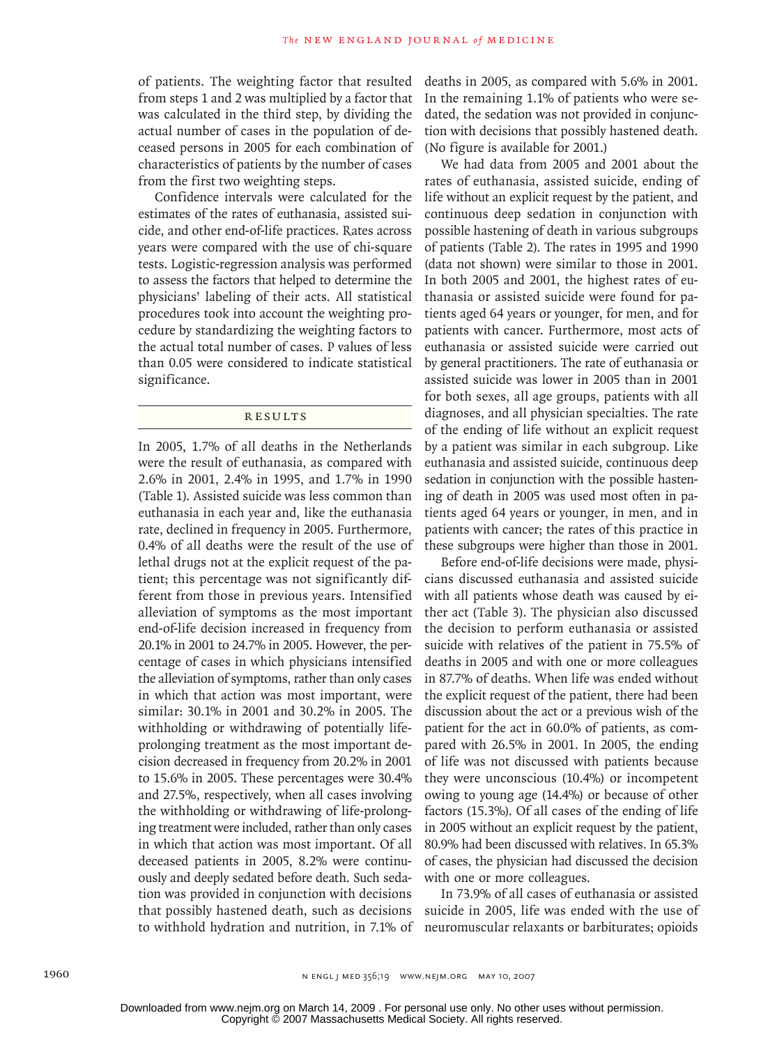of patients. The weighting factor that resulted from steps 1 and 2 was multiplied by a factor that was calculated in the third step, by dividing the actual number of cases in the population of deceased persons in 2005 for each combination of characteristics of patients by the number of cases from the first two weighting steps.

Confidence intervals were calculated for the estimates of the rates of euthanasia, assisted suicide, and other end-of-life practices. Rates across years were compared with the use of chi-square tests. Logistic-regression analysis was performed to assess the factors that helped to determine the physicians' labeling of their acts. All statistical procedures took into account the weighting procedure by standardizing the weighting factors to the actual total number of cases. P values of less than 0.05 were considered to indicate statistical significance.

## RESULTS

In 2005, 1.7% of all deaths in the Netherlands were the result of euthanasia, as compared with 2.6% in 2001, 2.4% in 1995, and 1.7% in 1990 (Table 1). Assisted suicide was less common than euthanasia in each year and, like the euthanasia rate, declined in frequency in 2005. Furthermore, 0.4% of all deaths were the result of the use of lethal drugs not at the explicit request of the patient; this percentage was not significantly different from those in previous years. Intensified alleviation of symptoms as the most important end-of-life decision increased in frequency from 20.1% in 2001 to 24.7% in 2005. However, the percentage of cases in which physicians intensified the alleviation of symptoms, rather than only cases in which that action was most important, were similar: 30.1% in 2001 and 30.2% in 2005. The withholding or withdrawing of potentially life-prolonging treatment as the most important decision decreased in frequency from 20.2% in 2001 to 15.6% in 2005. These percentages were 30.4% and 27.5%, respectively, when all cases involving the withholding or withdrawing of life-prolonging treatment were included, rather than only cases in which that action was most important. Of all deceased patients in 2005, 8.2% were continuously and deeply sedated before death. Such sedation was provided in conjunction with decisions that possibly hastened death, such as decisions to withhold hydration and nutrition, in 7.1% of deaths in 2005, as compared with 5.6% in 2001. In the remaining 1.1% of patients who were sedated, the sedation was not provided in conjunction with decisions that possibly hastened death. (No figure is available for 2001.)

We had data from 2005 and 2001 about the rates of euthanasia, assisted suicide, ending of life without an explicit request by the patient, and continuous deep sedation in conjunction with possible hastening of death in various subgroups of patients (Table 2). The rates in 1995 and 1990 (data not shown) were similar to those in 2001. In both 2005 and 2001, the highest rates of euthanasia or assisted suicide were found for patients aged 64 years or younger, for men, and for patients with cancer. Furthermore, most acts of euthanasia or assisted suicide were carried out by general practitioners. The rate of euthanasia or assisted suicide was lower in 2005 than in 2001 for both sexes, all age groups, patients with all diagnoses, and all physician specialties. The rate of the ending of life without an explicit request by a patient was similar in each subgroup. Like euthanasia and assisted suicide, continuous deep sedation in conjunction with the possible hastening of death in 2005 was used most often in patients aged 64 years or younger, in men, and in patients with cancer; the rates of this practice in these subgroups were higher than those in 2001.

Before end-of-life decisions were made, physicians discussed euthanasia and assisted suicide with all patients whose death was caused by either act (Table 3). The physician also discussed the decision to perform euthanasia or assisted suicide with relatives of the patient in 75.5% of deaths in 2005 and with one or more colleagues in 87.7% of deaths. When life was ended without the explicit request of the patient, there had been discussion about the act or a previous wish of the patient for the act in 60.0% of patients, as compared with 26.5% in 2001. In 2005, the ending of life was not discussed with patients because they were unconscious (10.4%) or incompetent owing to young age (14.4%) or because of other factors (15.3%). Of all cases of the ending of life in 2005 without an explicit request by the patient, 80.9% had been discussed with relatives. In 65.3% of cases, the physician had discussed the decision with one or more colleagues.

In 73.9% of all cases of euthanasia or assisted suicide in 2005, life was ended with the use of neuromuscular relaxants or barbiturates; opioids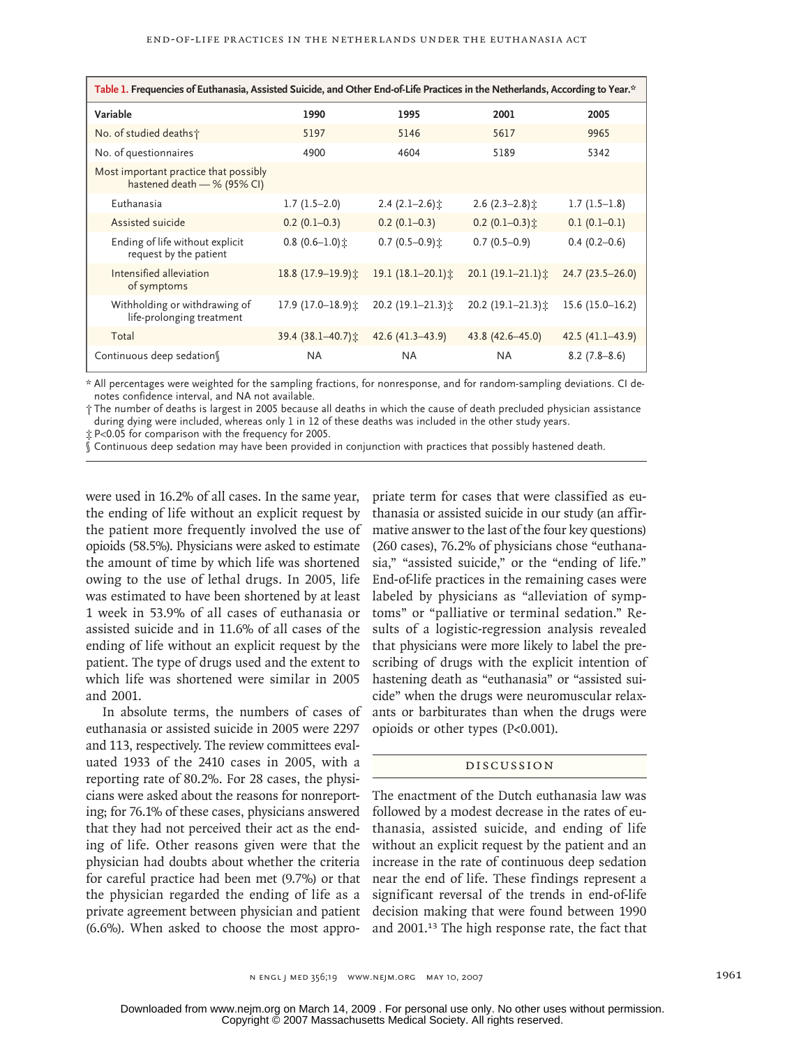**Table 1. Frequencies of Euthanasia, Assisted Suicide, and Other End-of-Life Practices in the Netherlands, According to Year.***

| Variable | 1990 | 1995 | 2001 | 2005 |
|---|---|---|---|---|
| No. of studied deaths† | 5197 | 5146 | 5617 | 9965 |
| No. of questionnaires | 4900 | 4604 | 5189 | 5342 |
| Most important practice that possibly hastened death — % (95% CI) | | | | |
| Euthanasia | 1.7 (1.5–2.0) | 2.4 (2.1–2.6)‡ | 2.6 (2.3–2.8)‡ | 1.7 (1.5–1.8) |
| Assisted suicide | 0.2 (0.1–0.3) | 0.2 (0.1–0.3) | 0.2 (0.1–0.3)‡ | 0.1 (0.1–0.1) |
| Ending of life without explicit request by the patient | 0.8 (0.6–1.0)‡ | 0.7 (0.5–0.9)‡ | 0.7 (0.5–0.9) | 0.4 (0.2–0.6) |
| Intensified alleviation of symptoms | 18.8 (17.9–19.9)‡ | 19.1 (18.1–20.1)‡ | 20.1 (19.1–21.1)‡ | 24.7 (23.5–26.0) |
| Withholding or withdrawing of life-prolonging treatment | 17.9 (17.0–18.9)‡ | 20.2 (19.1–21.3)‡ | 20.2 (19.1–21.3)‡ | 15.6 (15.0–16.2) |
| Total | 39.4 (38.1–40.7)‡ | 42.6 (41.3–43.9) | 43.8 (42.6–45.0) | 42.5 (41.1–43.9) |
| Continuous deep sedation§ | NA | NA | NA | 8.2 (7.8–8.6) |

\* All percentages were weighted for the sampling fractions, for nonresponse, and for random-sampling deviations. CI denotes confidence interval, and NA not available.

† The number of deaths is largest in 2005 because all deaths in which the cause of death precluded physician assistance during dying were included, whereas only 1 in 12 of these deaths was included in the other study years.

‡ P<0.05 for comparison with the frequency for 2005.

§ Continuous deep sedation may have been provided in conjunction with practices that possibly hastened death.

were used in 16.2% of all cases. In the same year, the ending of life without an explicit request by the patient more frequently involved the use of opioids (58.5%). Physicians were asked to estimate the amount of time by which life was shortened owing to the use of lethal drugs. In 2005, life was estimated to have been shortened by at least 1 week in 53.9% of all cases of euthanasia or assisted suicide and in 11.6% of all cases of the ending of life without an explicit request by the patient. The type of drugs used and the extent to which life was shortened were similar in 2005 and 2001.

In absolute terms, the numbers of cases of euthanasia or assisted suicide in 2005 were 2297 and 113, respectively. The review committees evaluated 1933 of the 2410 cases in 2005, with a reporting rate of 80.2%. For 28 cases, the physicians were asked about the reasons for nonreporting; for 76.1% of these cases, physicians answered that they had not perceived their act as the ending of life. Other reasons given were that the physician had doubts about whether the criteria for careful practice had been met (9.7%) or that the physician regarded the ending of life as a private agreement between physician and patient (6.6%). When asked to choose the most appropriate term for cases that were classified as euthanasia or assisted suicide in our study (an affirmative answer to the last of the four key questions) (260 cases), 76.2% of physicians chose "euthanasia," "assisted suicide," or the "ending of life." End-of-life practices in the remaining cases were labeled by physicians as "alleviation of symptoms" or "palliative or terminal sedation." Results of a logistic-regression analysis revealed that physicians were more likely to label the prescribing of drugs with the explicit intention of hastening death as "euthanasia" or "assisted suicide" when the drugs were neuromuscular relaxants or barbiturates than when the drugs were opioids or other types (P<0.001).

## DISCUSSION

The enactment of the Dutch euthanasia law was followed by a modest decrease in the rates of euthanasia, assisted suicide, and ending of life without an explicit request by the patient and an increase in the rate of continuous deep sedation near the end of life. These findings represent a significant reversal of the trends in end-of-life decision making that were found between 1990 and 2001.[13] The high response rate, the fact that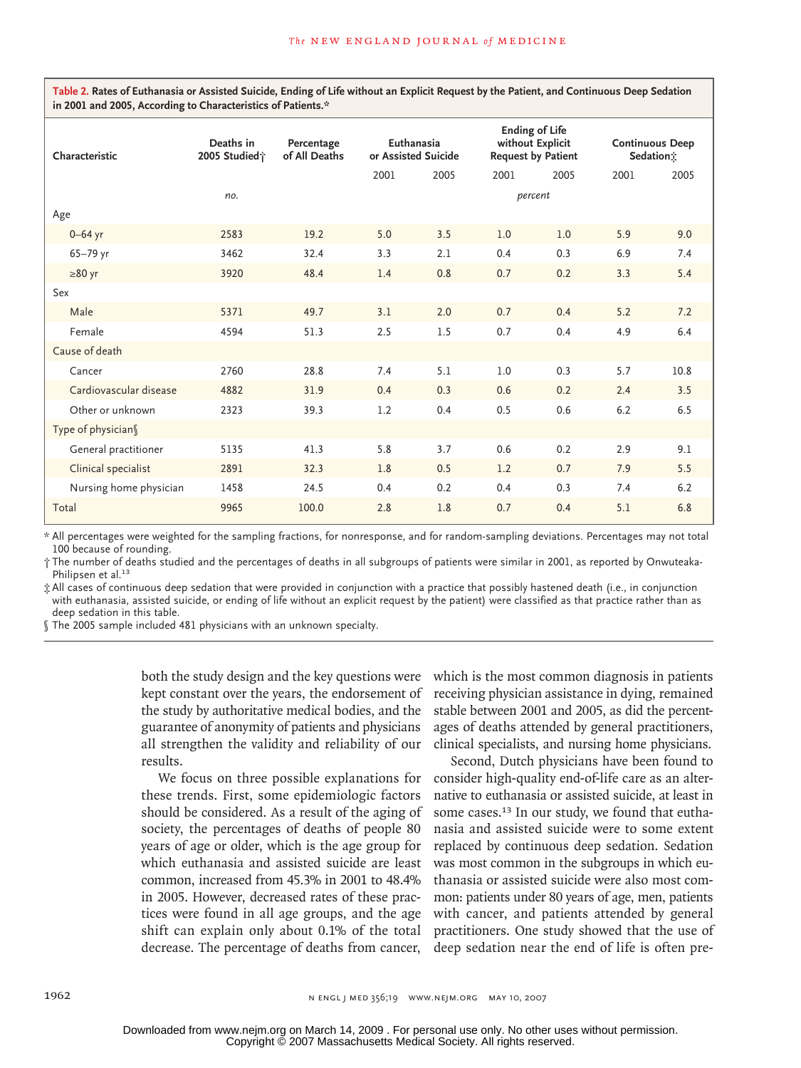**Table 2. Rates of Euthanasia or Assisted Suicide, Ending of Life without an Explicit Request by the Patient, and Continuous Deep Sedation in 2001 and 2005, According to Characteristics of Patients.***

| Characteristic | Deaths in 2005 Studied† | Percentage of All Deaths | Euthanasia or Assisted Suicide | | Ending of Life without Explicit Request by Patient | | Continuous Deep Sedation‡ | |
|---|---|---|---|---|---|---|---|---|
| | | | 2001 | 2005 | 2001 | 2005 | 2001 | 2005 |
| | no. | percent | | | | | | |
| Age | | | | | | | | |
| 0–64 yr | 2583 | 19.2 | 5.0 | 3.5 | 1.0 | 1.0 | 5.9 | 9.0 |
| 65–79 yr | 3462 | 32.4 | 3.3 | 2.1 | 0.4 | 0.3 | 6.9 | 7.4 |
| ≥80 yr | 3920 | 48.4 | 1.4 | 0.8 | 0.7 | 0.2 | 3.3 | 5.4 |
| Sex | | | | | | | | |
| Male | 5371 | 49.7 | 3.1 | 2.0 | 0.7 | 0.4 | 5.2 | 7.2 |
| Female | 4594 | 51.3 | 2.5 | 1.5 | 0.7 | 0.4 | 4.9 | 6.4 |
| Cause of death | | | | | | | | |
| Cancer | 2760 | 28.8 | 7.4 | 5.1 | 1.0 | 0.3 | 5.7 | 10.8 |
| Cardiovascular disease | 4882 | 31.9 | 0.4 | 0.3 | 0.6 | 0.2 | 2.4 | 3.5 |
| Other or unknown | 2323 | 39.3 | 1.2 | 0.4 | 0.5 | 0.6 | 6.2 | 6.5 |
| Type of physician§ | | | | | | | | |
| General practitioner | 5135 | 41.3 | 5.8 | 3.7 | 0.6 | 0.2 | 2.9 | 9.1 |
| Clinical specialist | 2891 | 32.3 | 1.8 | 0.5 | 1.2 | 0.7 | 7.9 | 5.5 |
| Nursing home physician | 1458 | 24.5 | 0.4 | 0.2 | 0.4 | 0.3 | 7.4 | 6.2 |
| Total | 9965 | 100.0 | 2.8 | 1.8 | 0.7 | 0.4 | 5.1 | 6.8 |

\* All percentages were weighted for the sampling fractions, for nonresponse, and for random-sampling deviations. Percentages may not total 100 because of rounding.

† The number of deaths studied and the percentages of deaths in all subgroups of patients were similar in 2001, as reported by Onwuteaka-Philipsen et al.[13]

‡ All cases of continuous deep sedation that were provided in conjunction with a practice that possibly hastened death (i.e., in conjunction with euthanasia, assisted suicide, or ending of life without an explicit request by the patient) were classified as that practice rather than as deep sedation in this table.

§ The 2005 sample included 481 physicians with an unknown specialty.

both the study design and the key questions were kept constant over the years, the endorsement of the study by authoritative medical bodies, and the guarantee of anonymity of patients and physicians all strengthen the validity and reliability of our results.

We focus on three possible explanations for these trends. First, some epidemiologic factors should be considered. As a result of the aging of society, the percentages of deaths of people 80 years of age or older, which is the age group for which euthanasia and assisted suicide are least common, increased from 45.3% in 2001 to 48.4% in 2005. However, decreased rates of these practices were found in all age groups, and the age shift can explain only about 0.1% of the total decrease. The percentage of deaths from cancer, which is the most common diagnosis in patients receiving physician assistance in dying, remained stable between 2001 and 2005, as did the percentages of deaths attended by general practitioners, clinical specialists, and nursing home physicians.

Second, Dutch physicians have been found to consider high-quality end-of-life care as an alternative to euthanasia or assisted suicide, at least in some cases.[13] In our study, we found that euthanasia and assisted suicide were to some extent replaced by continuous deep sedation. Sedation was most common in the subgroups in which euthanasia or assisted suicide were also most common: patients under 80 years of age, men, patients with cancer, and patients attended by general practitioners. One study showed that the use of deep sedation near the end of life is often pre-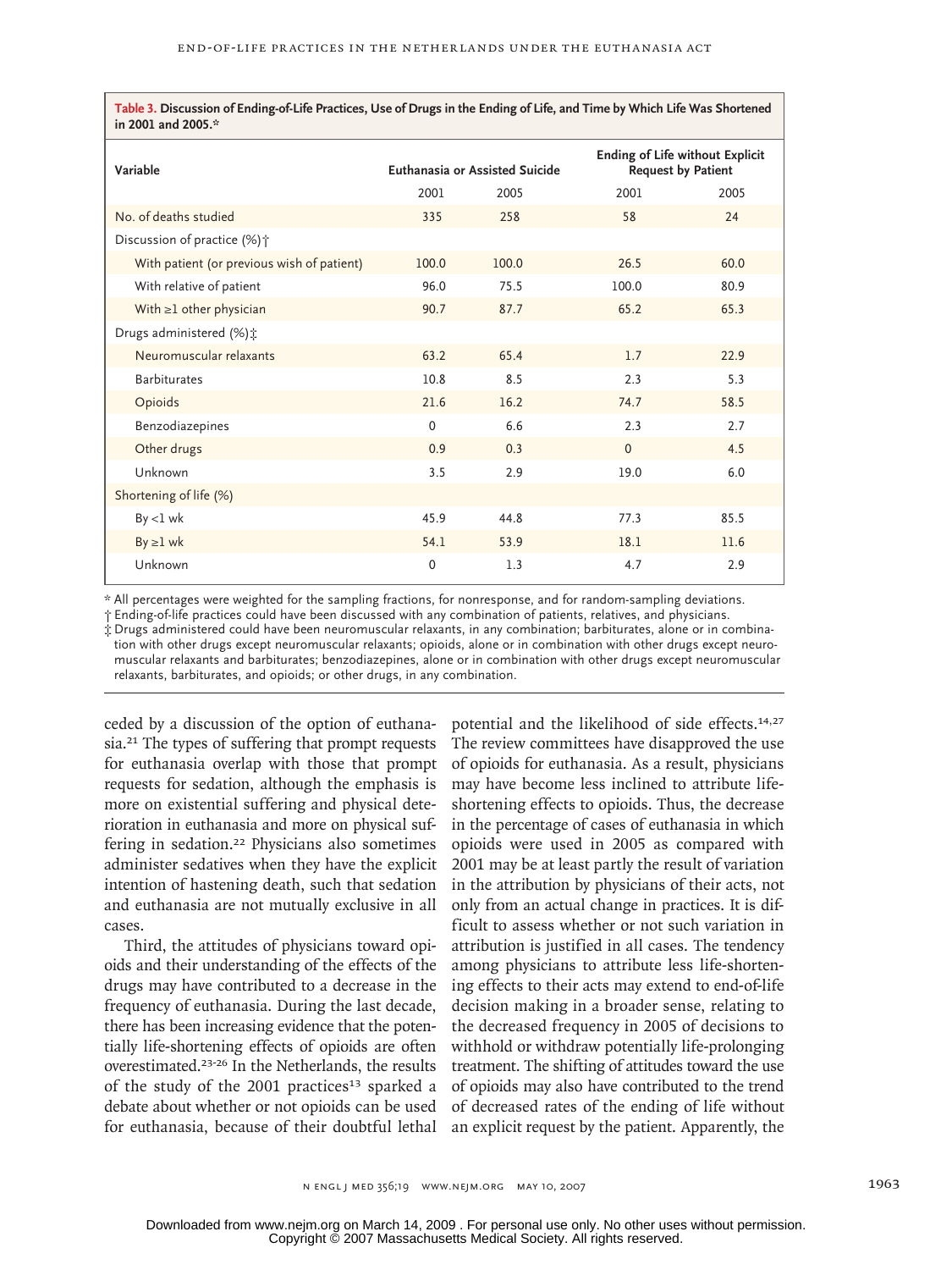**Table 3. Discussion of Ending-of-Life Practices, Use of Drugs in the Ending of Life, and Time by Which Life Was Shortened in 2001 and 2005.***

| Variable | Euthanasia or Assisted Suicide | | Ending of Life without Explicit Request by Patient | |
|---|---|---|---|---|
| | 2001 | 2005 | 2001 | 2005 |
| No. of deaths studied | 335 | 258 | 58 | 24 |
| Discussion of practice (%)† | | | | |
| With patient (or previous wish of patient) | 100.0 | 100.0 | 26.5 | 60.0 |
| With relative of patient | 96.0 | 75.5 | 100.0 | 80.9 |
| With ≥1 other physician | 90.7 | 87.7 | 65.2 | 65.3 |
| Drugs administered (%)‡ | | | | |
| Neuromuscular relaxants | 63.2 | 65.4 | 1.7 | 22.9 |
| Barbiturates | 10.8 | 8.5 | 2.3 | 5.3 |
| Opioids | 21.6 | 16.2 | 74.7 | 58.5 |
| Benzodiazepines | 0 | 6.6 | 2.3 | 2.7 |
| Other drugs | 0.9 | 0.3 | 0 | 4.5 |
| Unknown | 3.5 | 2.9 | 19.0 | 6.0 |
| Shortening of life (%) | | | | |
| By <1 wk | 45.9 | 44.8 | 77.3 | 85.5 |
| By ≥1 wk | 54.1 | 53.9 | 18.1 | 11.6 |
| Unknown | 0 | 1.3 | 4.7 | 2.9 |

* All percentages were weighted for the sampling fractions, for nonresponse, and for random-sampling deviations.
† Ending-of-life practices could have been discussed with any combination of patients, relatives, and physicians.
‡ Drugs administered could have been neuromuscular relaxants, in any combination; barbiturates, alone or in combination with other drugs except neuromuscular relaxants; opioids, alone or in combination with other drugs except neuromuscular relaxants and barbiturates; benzodiazepines, alone or in combination with other drugs except neuromuscular relaxants, barbiturates, and opioids; or other drugs, in any combination.

ceded by a discussion of the option of euthanasia.[21] The types of suffering that prompt requests for euthanasia overlap with those that prompt requests for sedation, although the emphasis is more on existential suffering and physical deterioration in euthanasia and more on physical suffering in sedation.[22] Physicians also sometimes administer sedatives when they have the explicit intention of hastening death, such that sedation and euthanasia are not mutually exclusive in all cases.

Third, the attitudes of physicians toward opioids and their understanding of the effects of the drugs may have contributed to a decrease in the frequency of euthanasia. During the last decade, there has been increasing evidence that the potentially life-shortening effects of opioids are often overestimated.[23-26] In the Netherlands, the results of the study of the 2001 practices[13] sparked a debate about whether or not opioids can be used for euthanasia, because of their doubtful lethal potential and the likelihood of side effects.[14,27] The review committees have disapproved the use of opioids for euthanasia. As a result, physicians may have become less inclined to attribute life-shortening effects to opioids. Thus, the decrease in the percentage of cases of euthanasia in which opioids were used in 2005 as compared with 2001 may be at least partly the result of variation in the attribution by physicians of their acts, not only from an actual change in practices. It is difficult to assess whether or not such variation in attribution is justified in all cases. The tendency among physicians to attribute less life-shortening effects to their acts may extend to end-of-life decision making in a broader sense, relating to the decreased frequency in 2005 of decisions to withhold or withdraw potentially life-prolonging treatment. The shifting of attitudes toward the use of opioids may also have contributed to the trend of decreased rates of the ending of life without an explicit request by the patient. Apparently, the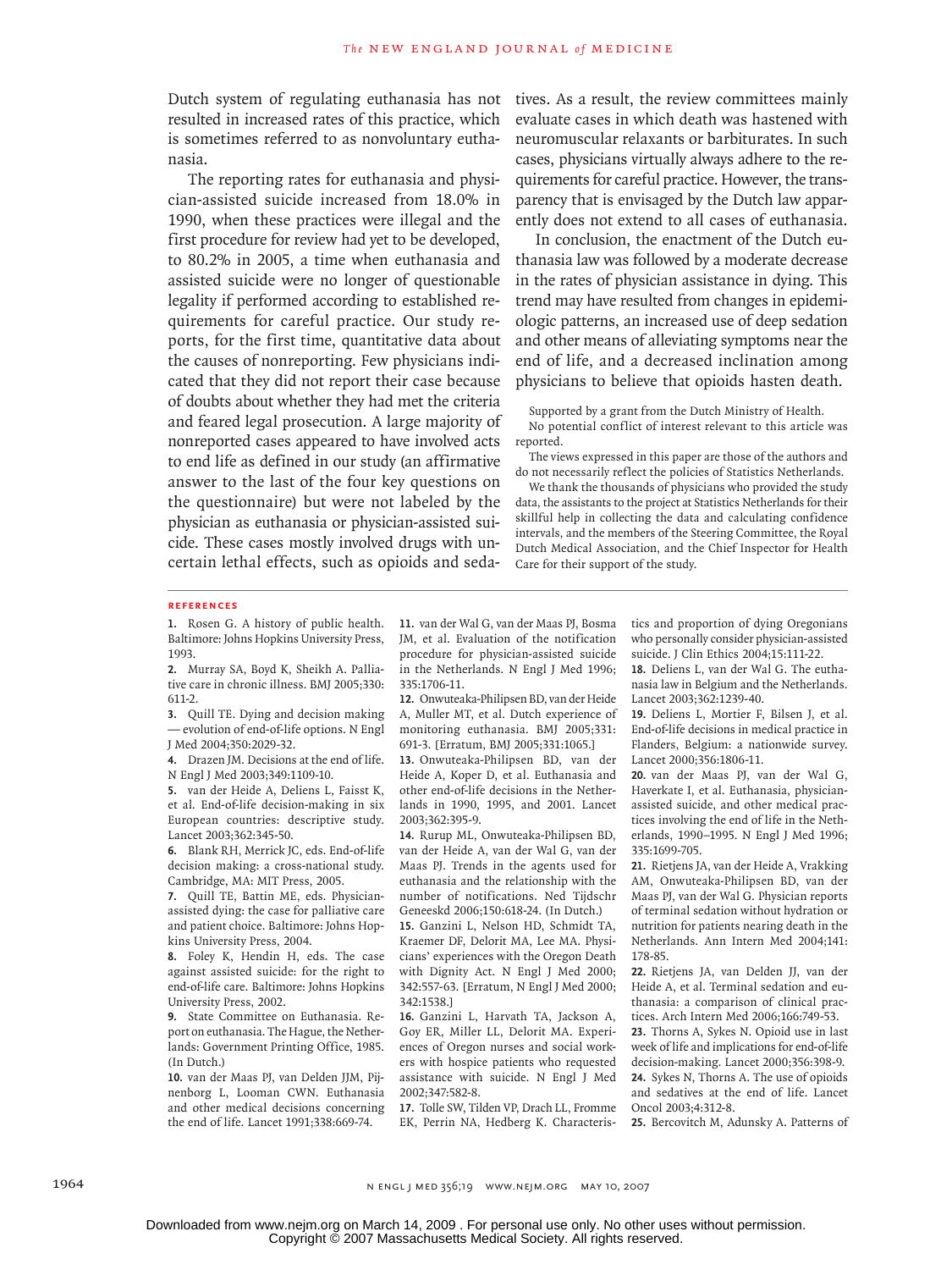Dutch system of regulating euthanasia has not resulted in increased rates of this practice, which is sometimes referred to as nonvoluntary euthanasia.

The reporting rates for euthanasia and physician-assisted suicide increased from 18.0% in 1990, when these practices were illegal and the first procedure for review had yet to be developed, to 80.2% in 2005, a time when euthanasia and assisted suicide were no longer of questionable legality if performed according to established requirements for careful practice. Our study reports, for the first time, quantitative data about the causes of nonreporting. Few physicians indicated that they did not report their case because of doubts about whether they had met the criteria and feared legal prosecution. A large majority of nonreported cases appeared to have involved acts to end life as defined in our study (an affirmative answer to the last of the four key questions on the questionnaire) but were not labeled by the physician as euthanasia or physician-assisted suicide. These cases mostly involved drugs with uncertain lethal effects, such as opioids and sedatives. As a result, the review committees mainly evaluate cases in which death was hastened with neuromuscular relaxants or barbiturates. In such cases, physicians virtually always adhere to the requirements for careful practice. However, the transparency that is envisaged by the Dutch law apparently does not extend to all cases of euthanasia.

In conclusion, the enactment of the Dutch euthanasia law was followed by a moderate decrease in the rates of physician assistance in dying. This trend may have resulted from changes in epidemiologic patterns, an increased use of deep sedation and other means of alleviating symptoms near the end of life, and a decreased inclination among physicians to believe that opioids hasten death.

Supported by a grant from the Dutch Ministry of Health.

No potential conflict of interest relevant to this article was reported.

The views expressed in this paper are those of the authors and do not necessarily reflect the policies of Statistics Netherlands.

We thank the thousands of physicians who provided the study data, the assistants to the project at Statistics Netherlands for their skillful help in collecting the data and calculating confidence intervals, and the members of the Steering Committee, the Royal Dutch Medical Association, and the Chief Inspector for Health Care for their support of the study.

## References

1. Rosen G. A history of public health. Baltimore: Johns Hopkins University Press, 1993.
2. Murray SA, Boyd K, Sheikh A. Palliative care in chronic illness. BMJ 2005;330:611-2.
3. Quill TE. Dying and decision making — evolution of end-of-life options. N Engl J Med 2004;350:2029-32.
4. Drazen JM. Decisions at the end of life. N Engl J Med 2003;349:1109-10.
5. van der Heide A, Deliens L, Faisst K, et al. End-of-life decision-making in six European countries: descriptive study. Lancet 2003;362:345-50.
6. Blank RH, Merrick JC, eds. End-of-life decision making: a cross-national study. Cambridge, MA: MIT Press, 2005.
7. Quill TE, Battin ME, eds. Physician-assisted dying: the case for palliative care and patient choice. Baltimore: Johns Hopkins University Press, 2004.
8. Foley K, Hendin H, eds. The case against assisted suicide: for the right to end-of-life care. Baltimore: Johns Hopkins University Press, 2002.
9. State Committee on Euthanasia. Report on euthanasia. The Hague, the Netherlands: Government Printing Office, 1985. (In Dutch.)
10. van der Maas PJ, van Delden JJM, Pijnenborg L, Looman CWN. Euthanasia and other medical decisions concerning the end of life. Lancet 1991;338:669-74.
11. van der Wal G, van der Maas PJ, Bosma JM, et al. Evaluation of the notification procedure for physician-assisted suicide in the Netherlands. N Engl J Med 1996; 335:1706-11.
12. Onwuteaka-Philipsen BD, van der Heide A, Muller MT, et al. Dutch experience of monitoring euthanasia. BMJ 2005;331: 691-3. [Erratum, BMJ 2005;331:1065.]
13. Onwuteaka-Philipsen BD, van der Heide A, Koper D, et al. Euthanasia and other end-of-life decisions in the Netherlands in 1990, 1995, and 2001. Lancet 2003;362:395-9.
14. Rurup ML, Onwuteaka-Philipsen BD, van der Heide A, van der Wal G, van der Maas PJ. Trends in the agents used for euthanasia and the relationship with the number of notifications. Ned Tijdschr Geneeskd 2006;150:618-24. (In Dutch.)
15. Ganzini L, Nelson HD, Schmidt TA, Kraemer DF, Delorit MA, Lee MA. Physicians' experiences with the Oregon Death with Dignity Act. N Engl J Med 2000; 342:557-63. [Erratum, N Engl J Med 2000; 342:1538.]
16. Ganzini L, Harvath TA, Jackson A, Goy ER, Miller LL, Delorit MA. Experiences of Oregon nurses and social workers with hospice patients who requested assistance with suicide. N Engl J Med 2002;347:582-8.
17. Tolle SW, Tilden VP, Drach LL, Fromme EK, Perrin NA, Hedberg K. Characteristics and proportion of dying Oregonians who personally consider physician-assisted suicide. J Clin Ethics 2004;15:111-22.
18. Deliens L, van der Wal G. The euthanasia law in Belgium and the Netherlands. Lancet 2003;362:1239-40.
19. Deliens L, Mortier F, Bilsen J, et al. End-of-life decisions in medical practice in Flanders, Belgium: a nationwide survey. Lancet 2000;356:1806-11.
20. van der Maas PJ, van der Wal G, Haverkate I, et al. Euthanasia, physician-assisted suicide, and other medical practices involving the end of life in the Netherlands, 1990–1995. N Engl J Med 1996; 335:1699-705.
21. Rietjens JA, van der Heide A, Vrakking AM, Onwuteaka-Philipsen BD, van der Maas PJ, van der Wal G. Physician reports of terminal sedation without hydration or nutrition for patients nearing death in the Netherlands. Ann Intern Med 2004;141: 178-85.
22. Rietjens JA, van Delden JJ, van der Heide A, et al. Terminal sedation and euthanasia: a comparison of clinical practices. Arch Intern Med 2006;166:749-53.
23. Thorns A, Sykes N. Opioid use in last week of life and implications for end-of-life decision-making. Lancet 2000;356:398-9.
24. Sykes N, Thorns A. The use of opioids and sedatives at the end of life. Lancet Oncol 2003;4:312-8.
25. Bercovitch M, Adunsky A. Patterns of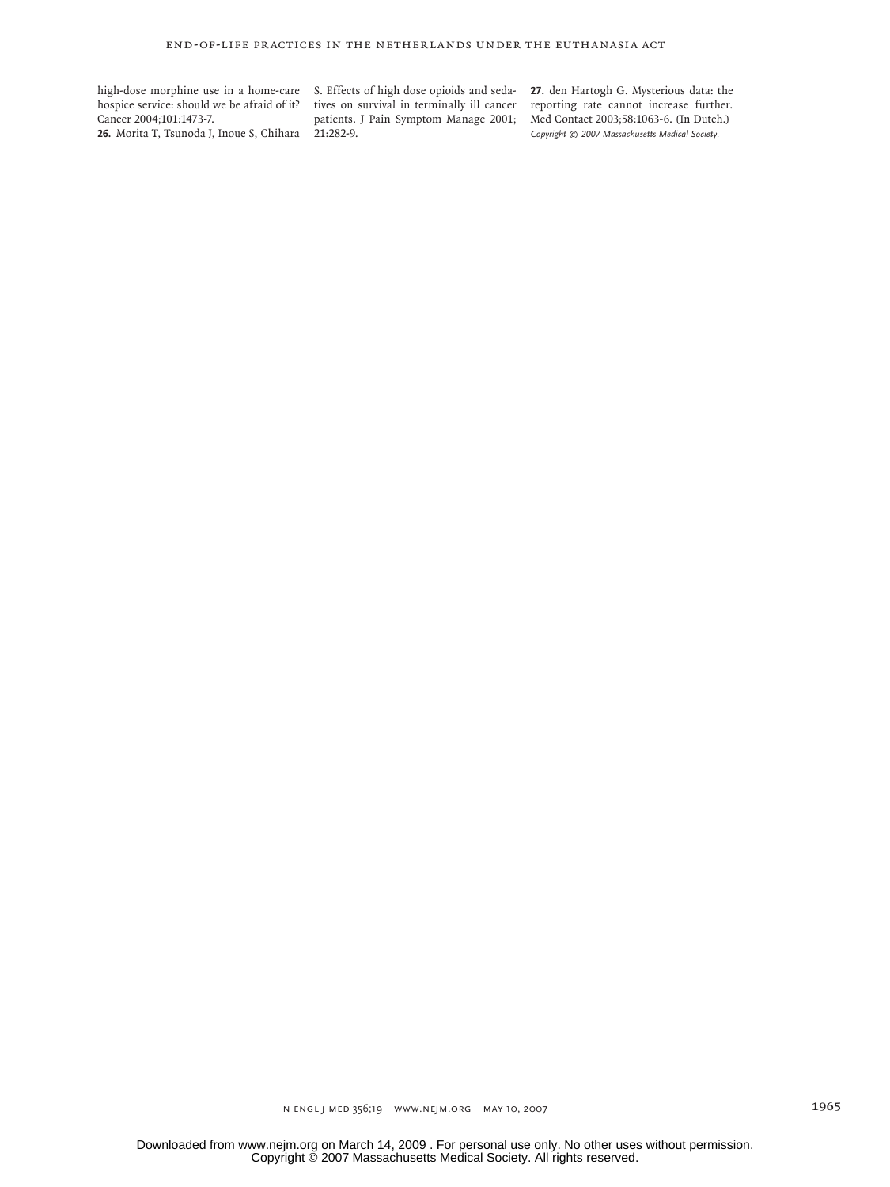high-dose morphine use in a home-care hospice service: should we be afraid of it? Cancer 2004;101:1473-7.

**26.** Morita T, Tsunoda J, Inoue S, Chihara S. Effects of high dose opioids and sedatives on survival in terminally ill cancer patients. J Pain Symptom Manage 2001; 21:282-9.

**27.** den Hartogh G. Mysterious data: the reporting rate cannot increase further. Med Contact 2003;58:1063-6. (In Dutch.)

*Copyright © 2007 Massachusetts Medical Society.*

Downloaded from www.nejm.org on March 14, 2009 . For personal use only. No other uses without permission.
Copyright © 2007 Massachusetts Medical Society. All rights reserved.